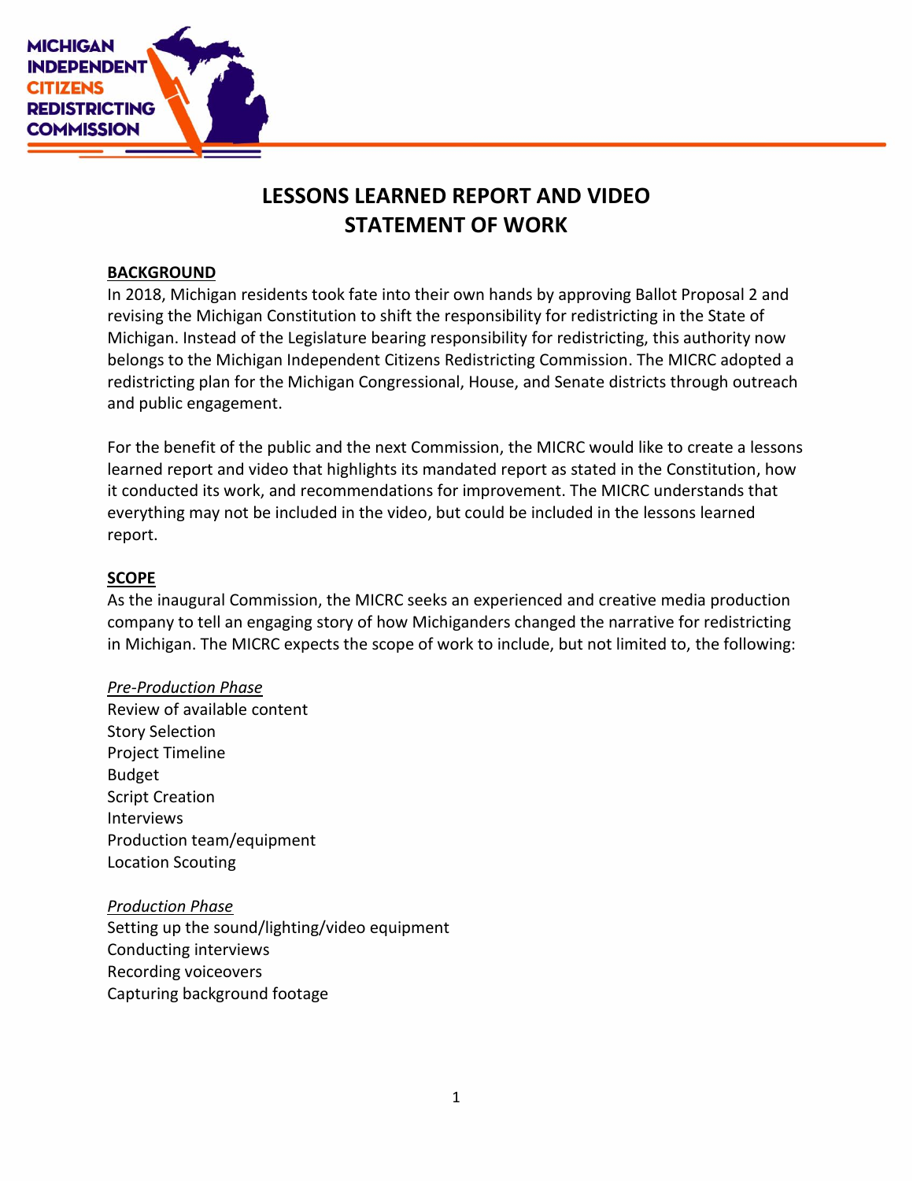# LESSONS LEARNED REPORT AND VIDEO STATEMENT OF WORK

**BACKGROUND**

In 2018, Michigan residents took fate into their own hands by approving Ballot Proposal 2 and revising the Michigan Constitution to shift the responsibility for redistricting in the State of Michigan. Instead of the Legislature bearing responsibility for redistricting, this authority now belongs to the Michigan Independent Citizens Redistricting Commission. The MICRC adopted a redistricting plan for the Michigan Congressional, House, and Senate districts through outreach and public engagement.

For the benefit of the public and the next Commission, the MICRC would like to create a lessons learned report and video that highlights its mandated report as stated in the Constitution, how it conducted its work, and recommendations for improvement. The MICRC understands that everything may not be included in the video, but could be included in the lessons learned report.

**SCOPE**

As the inaugural Commission, the MICRC seeks an experienced and creative media production company to tell an engaging story of how Michiganders changed the narrative for redistricting in Michigan. The MICRC expects the scope of work to include, but not limited to, the following:

*Pre-Production Phase*

Review of available content
Story Selection
Project Timeline
Budget
Script Creation
Interviews
Production team/equipment
Location Scouting

*Production Phase*

Setting up the sound/lighting/video equipment
Conducting interviews
Recording voiceovers
Capturing background footage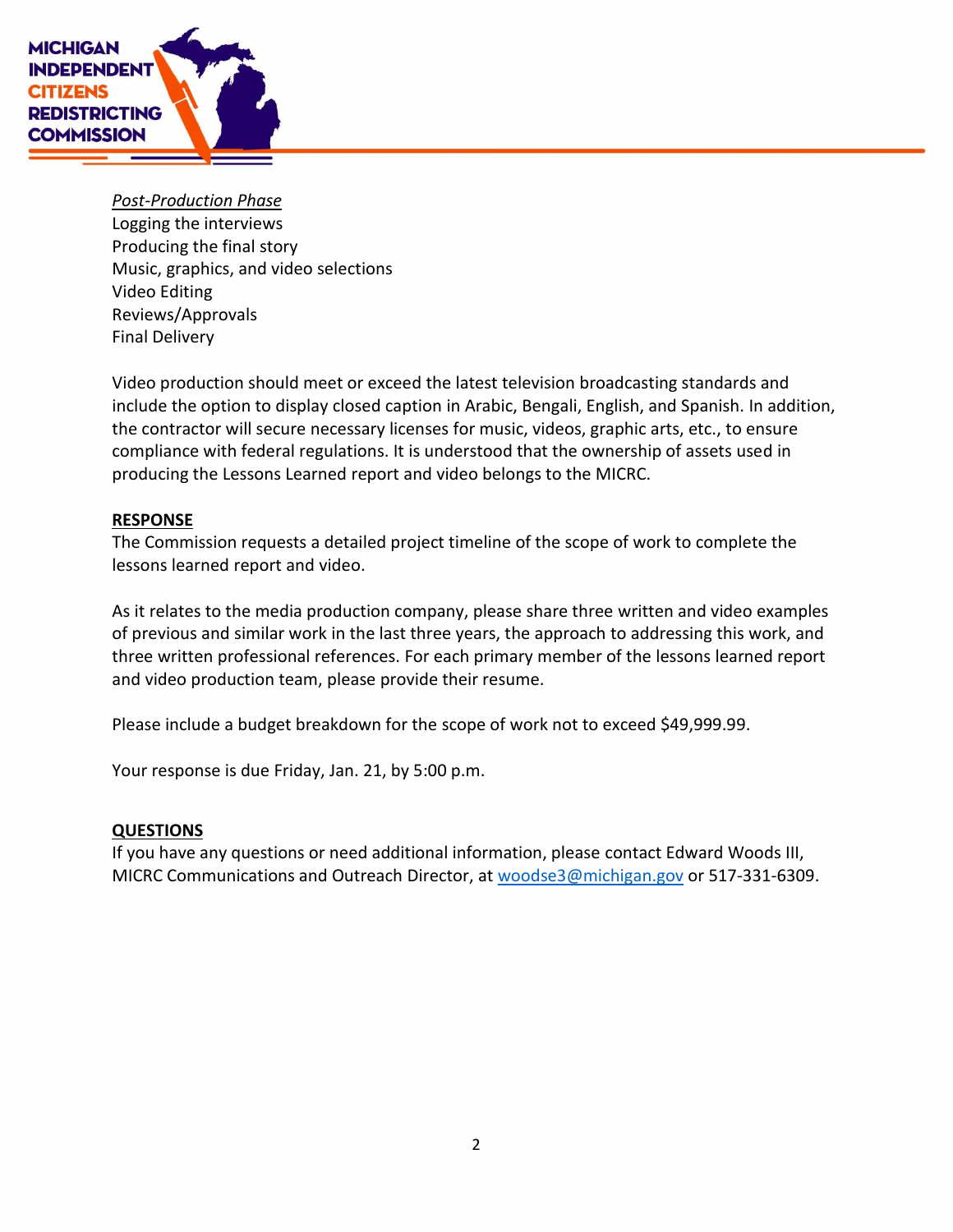*Post-Production Phase*

Logging the interviews
Producing the final story
Music, graphics, and video selections
Video Editing
Reviews/Approvals
Final Delivery

Video production should meet or exceed the latest television broadcasting standards and include the option to display closed caption in Arabic, Bengali, English, and Spanish. In addition, the contractor will secure necessary licenses for music, videos, graphic arts, etc., to ensure compliance with federal regulations. It is understood that the ownership of assets used in producing the Lessons Learned report and video belongs to the MICRC.

**RESPONSE**

The Commission requests a detailed project timeline of the scope of work to complete the lessons learned report and video.

As it relates to the media production company, please share three written and video examples of previous and similar work in the last three years, the approach to addressing this work, and three written professional references. For each primary member of the lessons learned report and video production team, please provide their resume.

Please include a budget breakdown for the scope of work not to exceed $49,999.99.

Your response is due Friday, Jan. 21, by 5:00 p.m.

**QUESTIONS**

If you have any questions or need additional information, please contact Edward Woods III, MICRC Communications and Outreach Director, at woodse3@michigan.gov or 517-331-6309.